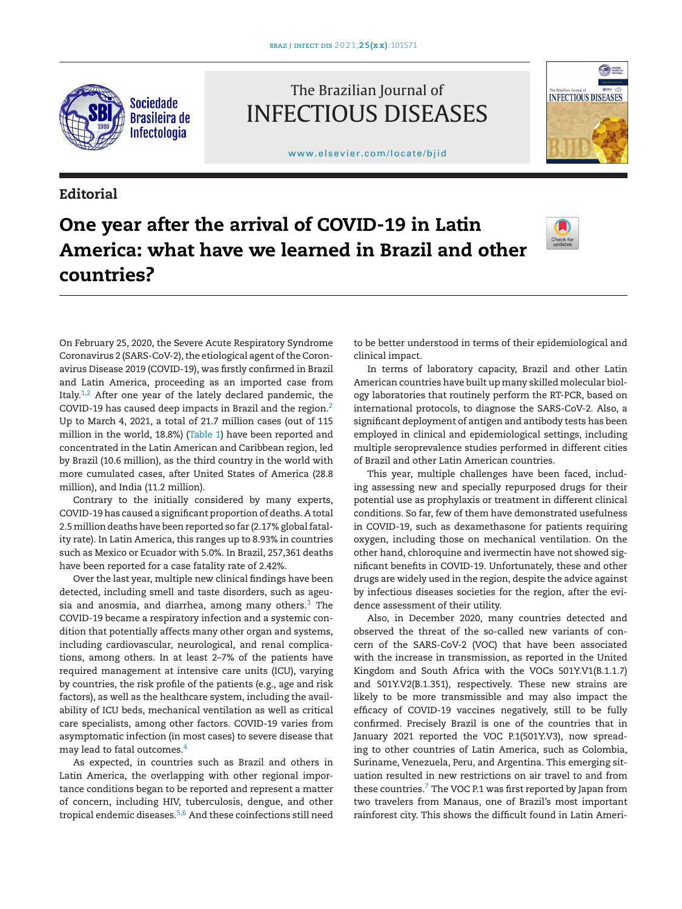Editorial

# One year after the arrival of COVID-19 in Latin America: what have we learned in Brazil and other countries?

On February 25, 2020, the Severe Acute Respiratory Syndrome Coronavirus 2 (SARS-CoV-2), the etiological agent of the Coronavirus Disease 2019 (COVID-19), was firstly confirmed in Brazil and Latin America, proceeding as an imported case from Italy.[1,2] After one year of the lately declared pandemic, the COVID-19 has caused deep impacts in Brazil and the region.[2] Up to March 4, 2021, a total of 21.7 million cases (out of 115 million in the world, 18.8%) (Table 1) have been reported and concentrated in the Latin American and Caribbean region, led by Brazil (10.6 million), as the third country in the world with more cumulated cases, after United States of America (28.8 million), and India (11.2 million).

Contrary to the initially considered by many experts, COVID-19 has caused a significant proportion of deaths. A total 2.5 million deaths have been reported so far (2.17% global fatality rate). In Latin America, this ranges up to 8.93% in countries such as Mexico or Ecuador with 5.0%. In Brazil, 257,361 deaths have been reported for a case fatality rate of 2.42%.

Over the last year, multiple new clinical findings have been detected, including smell and taste disorders, such as ageusia and anosmia, and diarrhea, among many others.[3] The COVID-19 became a respiratory infection and a systemic condition that potentially affects many other organ and systems, including cardiovascular, neurological, and renal complications, among others. In at least 2–7% of the patients have required management at intensive care units (ICU), varying by countries, the risk profile of the patients (e.g., age and risk factors), as well as the healthcare system, including the availability of ICU beds, mechanical ventilation as well as critical care specialists, among other factors. COVID-19 varies from asymptomatic infection (in most cases) to severe disease that may lead to fatal outcomes.[4]

As expected, in countries such as Brazil and others in Latin America, the overlapping with other regional importance conditions began to be reported and represent a matter of concern, including HIV, tuberculosis, dengue, and other tropical endemic diseases.[5,6] And these coinfections still need to be better understood in terms of their epidemiological and clinical impact.

In terms of laboratory capacity, Brazil and other Latin American countries have built up many skilled molecular biology laboratories that routinely perform the RT-PCR, based on international protocols, to diagnose the SARS-CoV-2. Also, a significant deployment of antigen and antibody tests has been employed in clinical and epidemiological settings, including multiple seroprevalence studies performed in different cities of Brazil and other Latin American countries.

This year, multiple challenges have been faced, including assessing new and specially repurposed drugs for their potential use as prophylaxis or treatment in different clinical conditions. So far, few of them have demonstrated usefulness in COVID-19, such as dexamethasone for patients requiring oxygen, including those on mechanical ventilation. On the other hand, chloroquine and ivermectin have not showed significant benefits in COVID-19. Unfortunately, these and other drugs are widely used in the region, despite the advice against by infectious diseases societies for the region, after the evidence assessment of their utility.

Also, in December 2020, many countries detected and observed the threat of the so-called new variants of concern of the SARS-CoV-2 (VOC) that have been associated with the increase in transmission, as reported in the United Kingdom and South Africa with the VOCs 501Y.V1(B.1.1.7) and 501Y.V2(B.1.351), respectively. These new strains are likely to be more transmissible and may also impact the efficacy of COVID-19 vaccines negatively, still to be fully confirmed. Precisely Brazil is one of the countries that in January 2021 reported the VOC P.1(501Y.V3), now spreading to other countries of Latin America, such as Colombia, Suriname, Venezuela, Peru, and Argentina. This emerging situation resulted in new restrictions on air travel to and from these countries.[7] The VOC P.1 was first reported by Japan from two travelers from Manaus, one of Brazil's most important rainforest city. This shows the difficult found in Latin Ameri-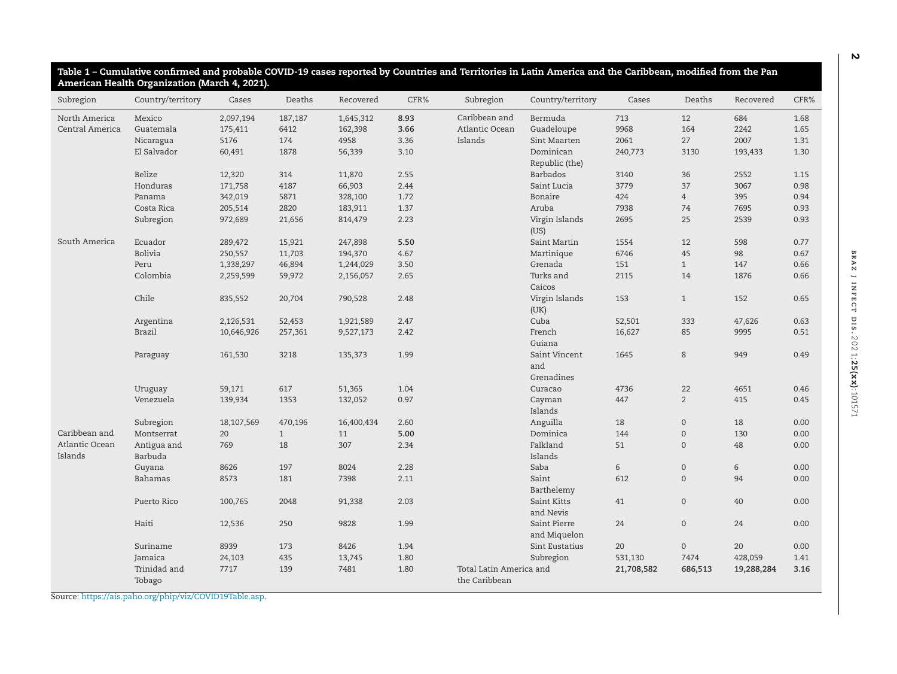**Table 1 – Cumulative confirmed and probable COVID-19 cases reported by Countries and Territories in Latin America and the Caribbean, modified from the Pan American Health Organization (March 4, 2021).**

| Subregion | Country/territory | Cases | Deaths | Recovered | CFR% | Subregion | Country/territory | Cases | Deaths | Recovered | CFR% |
|---|---|---|---|---|---|---|---|---|---|---|---|
| North America | Mexico | 2,097,194 | 187,187 | 1,645,312 | **8.93** | Caribbean and Atlantic Ocean Islands | Bermuda | 713 | 12 | 684 | 1.68 |
| Central America | Guatemala | 175,411 | 6412 | 162,398 | **3.66** | | Guadeloupe | 9968 | 164 | 2242 | 1.65 |
| | Nicaragua | 5176 | 174 | 4958 | 3.36 | | Sint Maarten | 2061 | 27 | 2007 | 1.31 |
| | El Salvador | 60,491 | 1878 | 56,339 | 3.10 | | Dominican Republic (the) | 240,773 | 3130 | 193,433 | 1.30 |
| | Belize | 12,320 | 314 | 11,870 | 2.55 | | Barbados | 3140 | 36 | 2552 | 1.15 |
| | Honduras | 171,758 | 4187 | 66,903 | 2.44 | | Saint Lucia | 3779 | 37 | 3067 | 0.98 |
| | Panama | 342,019 | 5871 | 328,100 | 1.72 | | Bonaire | 424 | 4 | 395 | 0.94 |
| | Costa Rica | 205,514 | 2820 | 183,911 | 1.37 | | Aruba | 7938 | 74 | 7695 | 0.93 |
| | Subregion | 972,689 | 21,656 | 814,479 | 2.23 | | Virgin Islands (US) | 2695 | 25 | 2539 | 0.93 |
| South America | Ecuador | 289,472 | 15,921 | 247,898 | **5.50** | | Saint Martin | 1554 | 12 | 598 | 0.77 |
| | Bolivia | 250,557 | 11,703 | 194,370 | 4.67 | | Martinique | 6746 | 45 | 98 | 0.67 |
| | Peru | 1,338,297 | 46,894 | 1,244,029 | 3.50 | | Grenada | 151 | 1 | 147 | 0.66 |
| | Colombia | 2,259,599 | 59,972 | 2,156,057 | 2.65 | | Turks and Caicos | 2115 | 14 | 1876 | 0.66 |
| | Chile | 835,552 | 20,704 | 790,528 | 2.48 | | Virgin Islands (UK) | 153 | 1 | 152 | 0.65 |
| | Argentina | 2,126,531 | 52,453 | 1,921,589 | 2.47 | | Cuba | 52,501 | 333 | 47,626 | 0.63 |
| | Brazil | 10,646,926 | 257,361 | 9,527,173 | 2.42 | | French Guiana | 16,627 | 85 | 9995 | 0.51 |
| | Paraguay | 161,530 | 3218 | 135,373 | 1.99 | | Saint Vincent and Grenadines | 1645 | 8 | 949 | 0.49 |
| | Uruguay | 59,171 | 617 | 51,365 | 1.04 | | Curacao | 4736 | 22 | 4651 | 0.46 |
| | Venezuela | 139,934 | 1353 | 132,052 | 0.97 | | Cayman Islands | 447 | 2 | 415 | 0.45 |
| | Subregion | 18,107,569 | 470,196 | 16,400,434 | 2.60 | | Anguilla | 18 | 0 | 18 | 0.00 |
| Caribbean and Atlantic Ocean Islands | Montserrat | 20 | 1 | 11 | **5.00** | | Dominica | 144 | 0 | 130 | 0.00 |
| | Antigua and Barbuda | 769 | 18 | 307 | 2.34 | | Falkland Islands | 51 | 0 | 48 | 0.00 |
| | Guyana | 8626 | 197 | 8024 | 2.28 | | Saba | 6 | 0 | 6 | 0.00 |
| | Bahamas | 8573 | 181 | 7398 | 2.11 | | Saint Barthelemy | 612 | 0 | 94 | 0.00 |
| | Puerto Rico | 100,765 | 2048 | 91,338 | 2.03 | | Saint Kitts and Nevis | 41 | 0 | 40 | 0.00 |
| | Haiti | 12,536 | 250 | 9828 | 1.99 | | Saint Pierre and Miquelon | 24 | 0 | 24 | 0.00 |
| | Suriname | 8939 | 173 | 8426 | 1.94 | | Sint Eustatius | 20 | 0 | 20 | 0.00 |
| | Jamaica | 24,103 | 435 | 13,745 | 1.80 | | Subregion | 531,130 | 7474 | 428,059 | 1.41 |
| | Trinidad and Tobago | 7717 | 139 | 7481 | 1.80 | Total Latin America and the Caribbean | | **21,708,582** | **686,513** | **19,288,284** | **3.16** |

Source: https://ais.paho.org/phip/viz/COVID19Table.asp.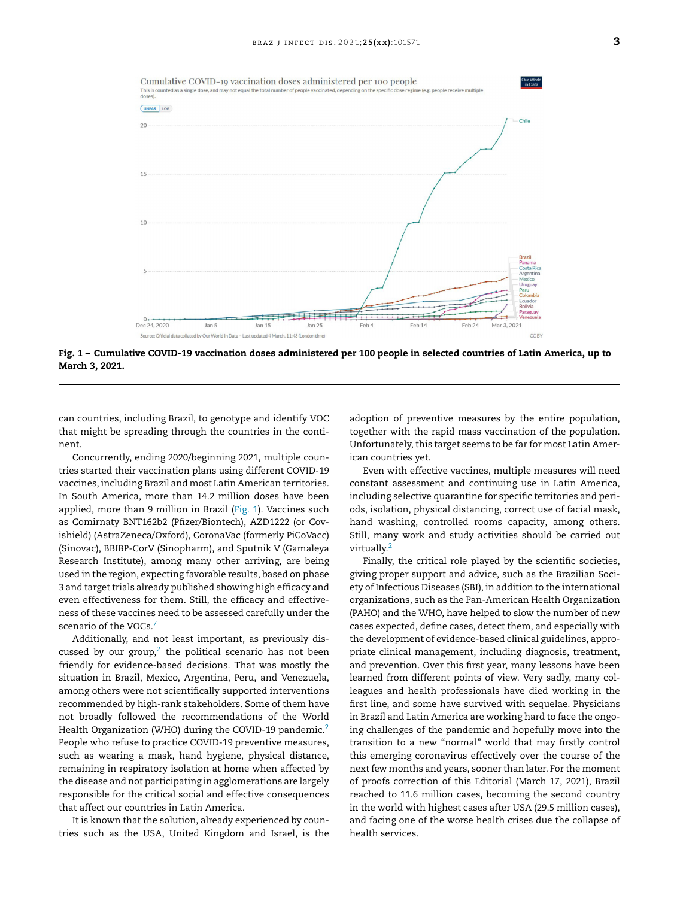Fig. 1 – **Cumulative COVID-19 vaccination doses administered per 100 people in selected countries of Latin America, up to March 3, 2021.**

can countries, including Brazil, to genotype and identify VOC that might be spreading through the countries in the continent.

Concurrently, ending 2020/beginning 2021, multiple countries started their vaccination plans using different COVID-19 vaccines, including Brazil and most Latin American territories. In South America, more than 14.2 million doses have been applied, more than 9 million in Brazil (Fig. 1). Vaccines such as Comirnaty BNT162b2 (Pfizer/Biontech), AZD1222 (or Covishield) (AstraZeneca/Oxford), CoronaVac (formerly PiCoVacc) (Sinovac), BBIBP-CorV (Sinopharm), and Sputnik V (Gamaleya Research Institute), among many other arriving, are being used in the region, expecting favorable results, based on phase 3 and target trials already published showing high efficacy and even effectiveness for them. Still, the efficacy and effectiveness of these vaccines need to be assessed carefully under the scenario of the VOCs.[7]

Additionally, and not least important, as previously discussed by our group,[2] the political scenario has not been friendly for evidence-based decisions. That was mostly the situation in Brazil, Mexico, Argentina, Peru, and Venezuela, among others were not scientifically supported interventions recommended by high-rank stakeholders. Some of them have not broadly followed the recommendations of the World Health Organization (WHO) during the COVID-19 pandemic.[2] People who refuse to practice COVID-19 preventive measures, such as wearing a mask, hand hygiene, physical distance, remaining in respiratory isolation at home when affected by the disease and not participating in agglomerations are largely responsible for the critical social and effective consequences that affect our countries in Latin America.

It is known that the solution, already experienced by countries such as the USA, United Kingdom and Israel, is the adoption of preventive measures by the entire population, together with the rapid mass vaccination of the population. Unfortunately, this target seems to be far for most Latin American countries yet.

Even with effective vaccines, multiple measures will need constant assessment and continuing use in Latin America, including selective quarantine for specific territories and periods, isolation, physical distancing, correct use of facial mask, hand washing, controlled rooms capacity, among others. Still, many work and study activities should be carried out virtually.[2]

Finally, the critical role played by the scientific societies, giving proper support and advice, such as the Brazilian Society of Infectious Diseases (SBI), in addition to the international organizations, such as the Pan-American Health Organization (PAHO) and the WHO, have helped to slow the number of new cases expected, define cases, detect them, and especially with the development of evidence-based clinical guidelines, appropriate clinical management, including diagnosis, treatment, and prevention. Over this first year, many lessons have been learned from different points of view. Very sadly, many colleagues and health professionals have died working in the first line, and some have survived with sequelae. Physicians in Brazil and Latin America are working hard to face the ongoing challenges of the pandemic and hopefully move into the transition to a new "normal" world that may firstly control this emerging coronavirus effectively over the course of the next few months and years, sooner than later. For the moment of proofs correction of this Editorial (March 17, 2021), Brazil reached to 11.6 million cases, becoming the second country in the world with highest cases after USA (29.5 million cases), and facing one of the worse health crises due the collapse of health services.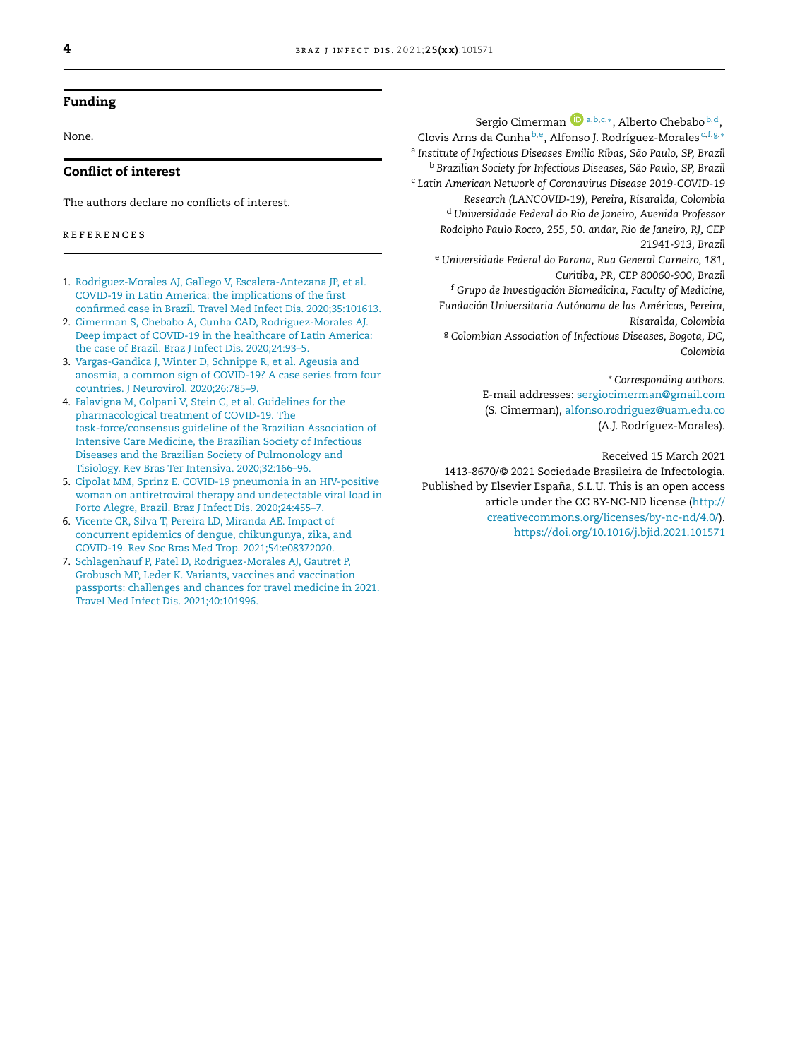## Funding

None.

## Conflict of interest

The authors declare no conflicts of interest.

## REFERENCES

1. Rodriguez-Morales AJ, Gallego V, Escalera-Antezana JP, et al. COVID-19 in Latin America: the implications of the first confirmed case in Brazil. Travel Med Infect Dis. 2020;35:101613.
2. Cimerman S, Chebabo A, Cunha CAD, Rodriguez-Morales AJ. Deep impact of COVID-19 in the healthcare of Latin America: the case of Brazil. Braz J Infect Dis. 2020;24:93–5.
3. Vargas-Gandica J, Winter D, Schnippe R, et al. Ageusia and anosmia, a common sign of COVID-19? A case series from four countries. J Neurovirol. 2020;26:785–9.
4. Falavigna M, Colpani V, Stein C, et al. Guidelines for the pharmacological treatment of COVID-19. The task-force/consensus guideline of the Brazilian Association of Intensive Care Medicine, the Brazilian Society of Infectious Diseases and the Brazilian Society of Pulmonology and Tisiology. Rev Bras Ter Intensiva. 2020;32:166–96.
5. Cipolat MM, Sprinz E. COVID-19 pneumonia in an HIV-positive woman on antiretroviral therapy and undetectable viral load in Porto Alegre, Brazil. Braz J Infect Dis. 2020;24:455–7.
6. Vicente CR, Silva T, Pereira LD, Miranda AE. Impact of concurrent epidemics of dengue, chikungunya, zika, and COVID-19. Rev Soc Bras Med Trop. 2021;54:e08372020.
7. Schlagenhauf P, Patel D, Rodriguez-Morales AJ, Gautret P, Grobusch MP, Leder K. Variants, vaccines and vaccination passports: challenges and chances for travel medicine in 2021. Travel Med Infect Dis. 2021;40:101996.

Sergio Cimerman [a,b,c,*], Alberto Chebabo [b,d], Clovis Arns da Cunha [b,e], Alfonso J. Rodríguez-Morales [c,f,g,*]

[a] *Institute of Infectious Diseases Emilio Ribas, São Paulo, SP, Brazil*
[b] *Brazilian Society for Infectious Diseases, São Paulo, SP, Brazil*
[c] *Latin American Network of Coronavirus Disease 2019-COVID-19 Research (LANCOVID-19), Pereira, Risaralda, Colombia*
[d] *Universidade Federal do Rio de Janeiro, Avenida Professor Rodolpho Paulo Rocco, 255, 50. andar, Rio de Janeiro, RJ, CEP 21941-913, Brazil*
[e] *Universidade Federal do Parana, Rua General Carneiro, 181, Curitiba, PR, CEP 80060-900, Brazil*
[f] *Grupo de Investigación Biomedicina, Faculty of Medicine, Fundación Universitaria Autónoma de las Américas, Pereira, Risaralda, Colombia*
[g] *Colombian Association of Infectious Diseases, Bogota, DC, Colombia*

\* *Corresponding authors.*
E-mail addresses: sergiocimerman@gmail.com (S. Cimerman), alfonso.rodriguez@uam.edu.co (A.J. Rodríguez-Morales).

Received 15 March 2021

1413-8670/© 2021 Sociedade Brasileira de Infectologia. Published by Elsevier España, S.L.U. This is an open access article under the CC BY-NC-ND license (http://creativecommons.org/licenses/by-nc-nd/4.0/).
https://doi.org/10.1016/j.bjid.2021.101571